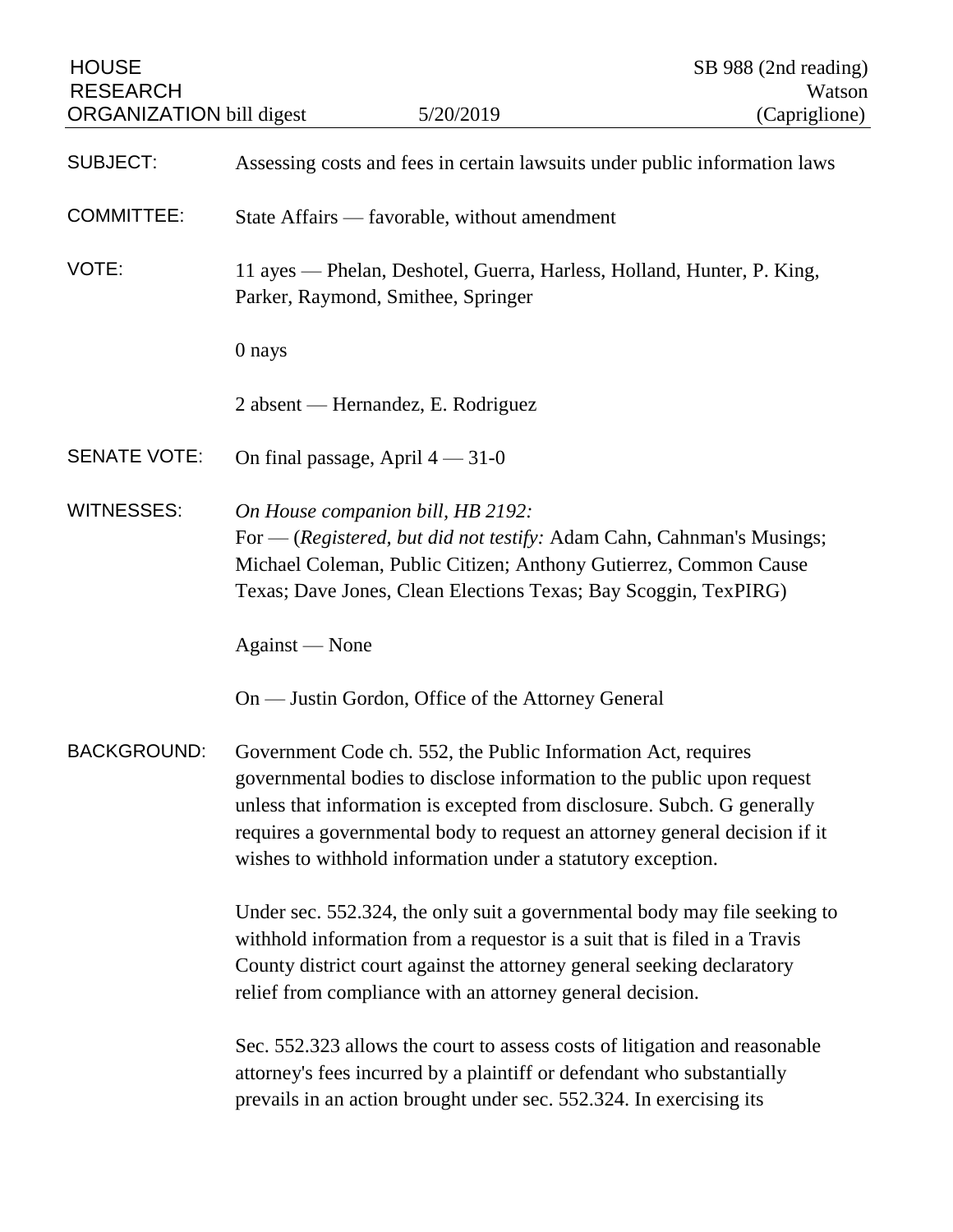HOUSE RESEARCH ORGANIZATION bill digest — 5/20/2019 — SB 988 (2nd reading) Watson (Capriglione)

| | |
|---|---|
| SUBJECT: | Assessing costs and fees in certain lawsuits under public information laws |
| COMMITTEE: | State Affairs — favorable, without amendment |
| VOTE: | 11 ayes — Phelan, Deshotel, Guerra, Harless, Holland, Hunter, P. King, Parker, Raymond, Smithee, Springer<br><br>0 nays<br><br>2 absent — Hernandez, E. Rodriguez |
| SENATE VOTE: | On final passage, April 4 — 31-0 |
| WITNESSES: | *On House companion bill, HB 2192:*<br>For — (*Registered, but did not testify:* Adam Cahn, Cahnman's Musings; Michael Coleman, Public Citizen; Anthony Gutierrez, Common Cause Texas; Dave Jones, Clean Elections Texas; Bay Scoggin, TexPIRG)<br><br>Against — None<br><br>On — Justin Gordon, Office of the Attorney General |

**BACKGROUND:**

Government Code ch. 552, the Public Information Act, requires governmental bodies to disclose information to the public upon request unless that information is excepted from disclosure. Subch. G generally requires a governmental body to request an attorney general decision if it wishes to withhold information under a statutory exception.

Under sec. 552.324, the only suit a governmental body may file seeking to withhold information from a requestor is a suit that is filed in a Travis County district court against the attorney general seeking declaratory relief from compliance with an attorney general decision.

Sec. 552.323 allows the court to assess costs of litigation and reasonable attorney's fees incurred by a plaintiff or defendant who substantially prevails in an action brought under sec. 552.324. In exercising its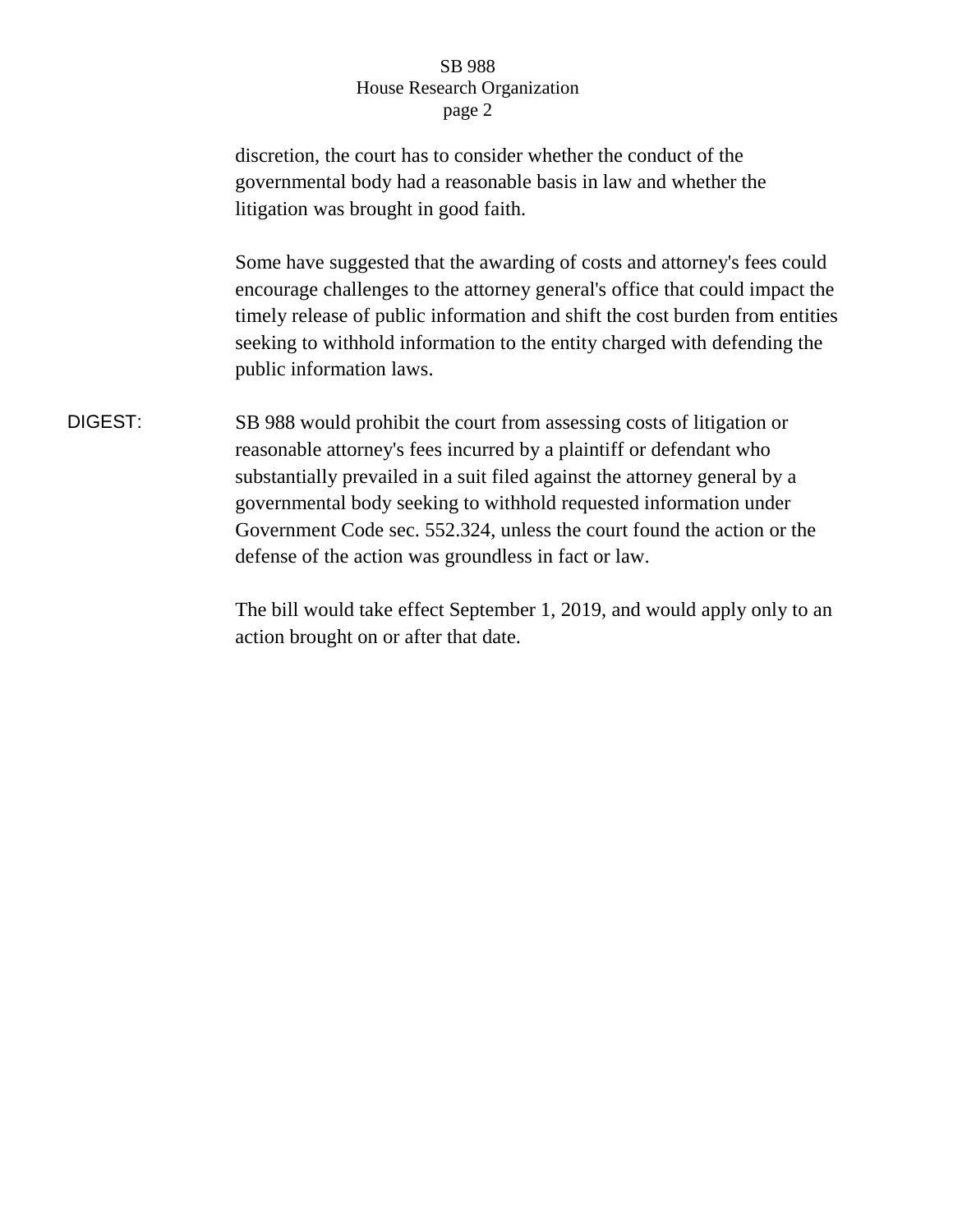discretion, the court has to consider whether the conduct of the governmental body had a reasonable basis in law and whether the litigation was brought in good faith.

Some have suggested that the awarding of costs and attorney's fees could encourage challenges to the attorney general's office that could impact the timely release of public information and shift the cost burden from entities seeking to withhold information to the entity charged with defending the public information laws.

DIGEST: SB 988 would prohibit the court from assessing costs of litigation or reasonable attorney's fees incurred by a plaintiff or defendant who substantially prevailed in a suit filed against the attorney general by a governmental body seeking to withhold requested information under Government Code sec. 552.324, unless the court found the action or the defense of the action was groundless in fact or law.

The bill would take effect September 1, 2019, and would apply only to an action brought on or after that date.